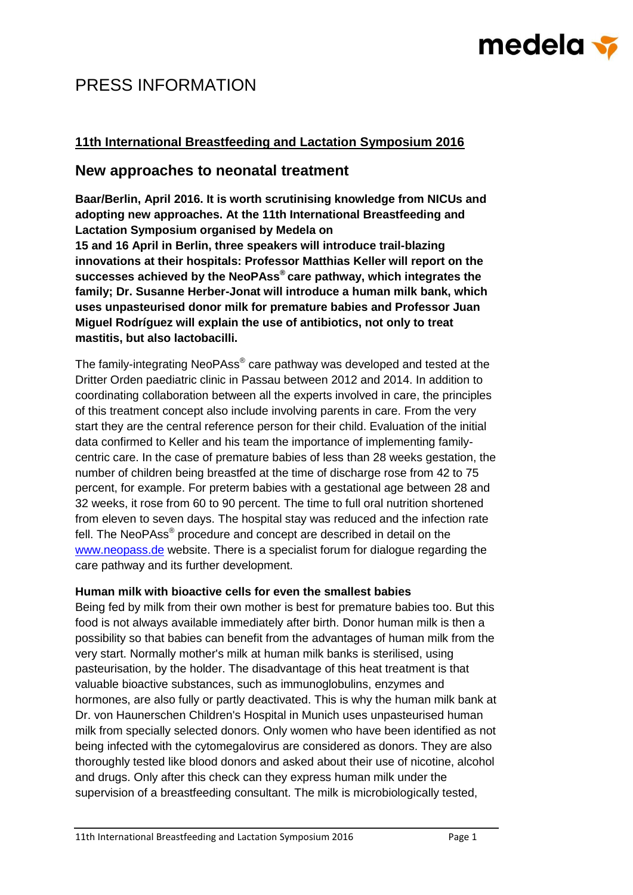# PRESS INFORMATION

## 11th International Breastfeeding and Lactation Symposium 2016

## New approaches to neonatal treatment

**Baar/Berlin, April 2016. It is worth scrutinising knowledge from NICUs and adopting new approaches. At the 11th International Breastfeeding and Lactation Symposium organised by Medela on 15 and 16 April in Berlin, three speakers will introduce trail-blazing innovations at their hospitals: Professor Matthias Keller will report on the successes achieved by the NeoPAss® care pathway, which integrates the family; Dr. Susanne Herber-Jonat will introduce a human milk bank, which uses unpasteurised donor milk for premature babies and Professor Juan Miguel Rodríguez will explain the use of antibiotics, not only to treat mastitis, but also lactobacilli.**

The family-integrating NeoPAss® care pathway was developed and tested at the Dritter Orden paediatric clinic in Passau between 2012 and 2014. In addition to coordinating collaboration between all the experts involved in care, the principles of this treatment concept also include involving parents in care. From the very start they are the central reference person for their child. Evaluation of the initial data confirmed to Keller and his team the importance of implementing family-centric care. In the case of premature babies of less than 28 weeks gestation, the number of children being breastfed at the time of discharge rose from 42 to 75 percent, for example. For preterm babies with a gestational age between 28 and 32 weeks, it rose from 60 to 90 percent. The time to full oral nutrition shortened from eleven to seven days. The hospital stay was reduced and the infection rate fell. The NeoPAss® procedure and concept are described in detail on the www.neopass.de website. There is a specialist forum for dialogue regarding the care pathway and its further development.

### Human milk with bioactive cells for even the smallest babies

Being fed by milk from their own mother is best for premature babies too. But this food is not always available immediately after birth. Donor human milk is then a possibility so that babies can benefit from the advantages of human milk from the very start. Normally mother's milk at human milk banks is sterilised, using pasteurisation, by the holder. The disadvantage of this heat treatment is that valuable bioactive substances, such as immunoglobulins, enzymes and hormones, are also fully or partly deactivated. This is why the human milk bank at Dr. von Haunerschen Children's Hospital in Munich uses unpasteurised human milk from specially selected donors. Only women who have been identified as not being infected with the cytomegalovirus are considered as donors. They are also thoroughly tested like blood donors and asked about their use of nicotine, alcohol and drugs. Only after this check can they express human milk under the supervision of a breastfeeding consultant. The milk is microbiologically tested,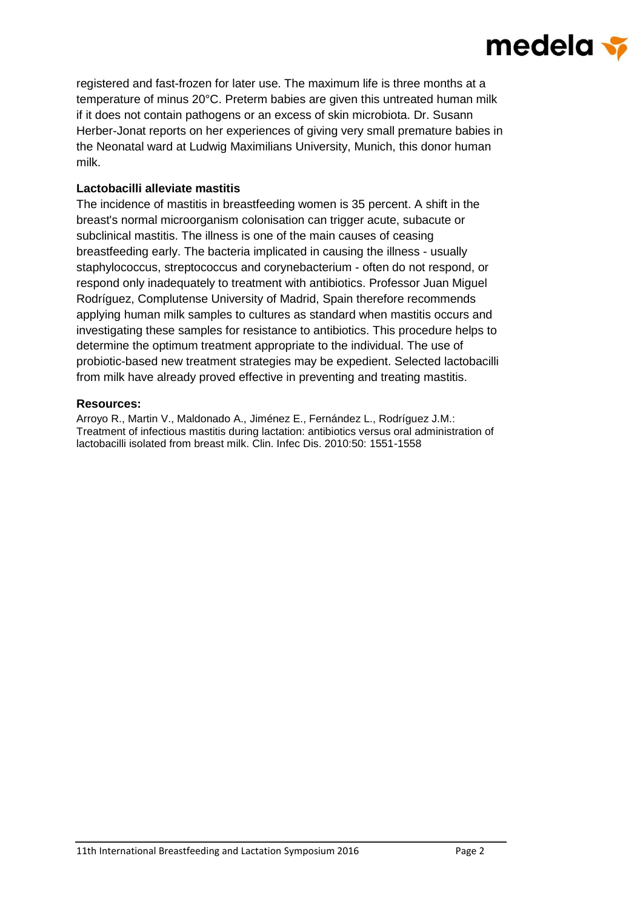registered and fast-frozen for later use. The maximum life is three months at a temperature of minus 20°C. Preterm babies are given this untreated human milk if it does not contain pathogens or an excess of skin microbiota. Dr. Susann Herber-Jonat reports on her experiences of giving very small premature babies in the Neonatal ward at Ludwig Maximilians University, Munich, this donor human milk.

**Lactobacilli alleviate mastitis**

The incidence of mastitis in breastfeeding women is 35 percent. A shift in the breast's normal microorganism colonisation can trigger acute, subacute or subclinical mastitis. The illness is one of the main causes of ceasing breastfeeding early. The bacteria implicated in causing the illness - usually staphylococcus, streptococcus and corynebacterium - often do not respond, or respond only inadequately to treatment with antibiotics. Professor Juan Miguel Rodríguez, Complutense University of Madrid, Spain therefore recommends applying human milk samples to cultures as standard when mastitis occurs and investigating these samples for resistance to antibiotics. This procedure helps to determine the optimum treatment appropriate to the individual. The use of probiotic-based new treatment strategies may be expedient. Selected lactobacilli from milk have already proved effective in preventing and treating mastitis.

**Resources:**

Arroyo R., Martin V., Maldonado A., Jiménez E., Fernández L., Rodríguez J.M.: Treatment of infectious mastitis during lactation: antibiotics versus oral administration of lactobacilli isolated from breast milk. Clin. Infec Dis. 2010:50: 1551-1558